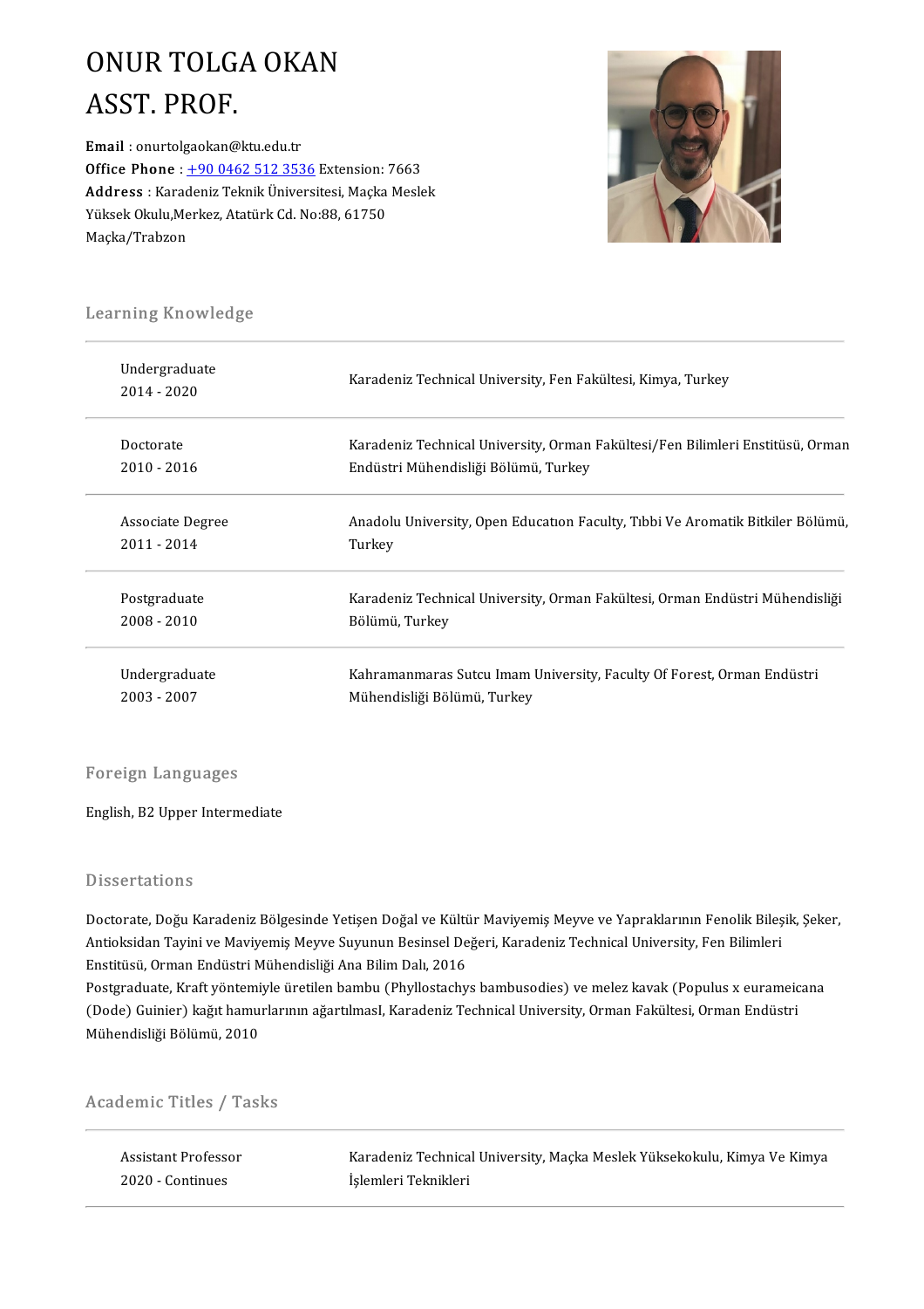# ONUR TOLGA OKAN
## ASST. PROF.

**Email** : onurtolgaokan@ktu.edu.tr
**Office Phone** : +90 0462 512 3536 Extension: 7663
**Address** : Karadeniz Teknik Üniversitesi, Maçka Meslek Yüksek Okulu,Merkez, Atatürk Cd. No:88, 61750 Maçka/Trabzon

## Learning Knowledge

| | |
|---|---|
| Undergraduate<br>2014 - 2020 | Karadeniz Technical University, Fen Fakültesi, Kimya, Turkey |
| Doctorate<br>2010 - 2016 | Karadeniz Technical University, Orman Fakültesi/Fen Bilimleri Enstitüsü, Orman Endüstri Mühendisliği Bölümü, Turkey |
| Associate Degree<br>2011 - 2014 | Anadolu University, Open Educatıon Faculty, Tıbbi Ve Aromatik Bitkiler Bölümü, Turkey |
| Postgraduate<br>2008 - 2010 | Karadeniz Technical University, Orman Fakültesi, Orman Endüstri Mühendisliği Bölümü, Turkey |
| Undergraduate<br>2003 - 2007 | Kahramanmaras Sutcu Imam University, Faculty Of Forest, Orman Endüstri Mühendisliği Bölümü, Turkey |

## Foreign Languages

English, B2 Upper Intermediate

## Dissertations

Doctorate, Doğu Karadeniz Bölgesinde Yetişen Doğal ve Kültür Maviyemiş Meyve ve Yapraklarının Fenolik Bileşik, Şeker, Antioksidan Tayini ve Maviyemiş Meyve Suyunun Besinsel Değeri, Karadeniz Technical University, Fen Bilimleri Enstitüsü, Orman Endüstri Mühendisliği Ana Bilim Dalı, 2016

Postgraduate, Kraft yöntemiyle üretilen bambu (Phyllostachys bambusodies) ve melez kavak (Populus x eurameicana (Dode) Guinier) kağıt hamurlarının ağartılmasI, Karadeniz Technical University, Orman Fakültesi, Orman Endüstri Mühendisliği Bölümü, 2010

## Academic Titles / Tasks

| | |
|---|---|
| Assistant Professor<br>2020 - Continues | Karadeniz Technical University, Maçka Meslek Yüksekokulu, Kimya Ve Kimya İşlemleri Teknikleri |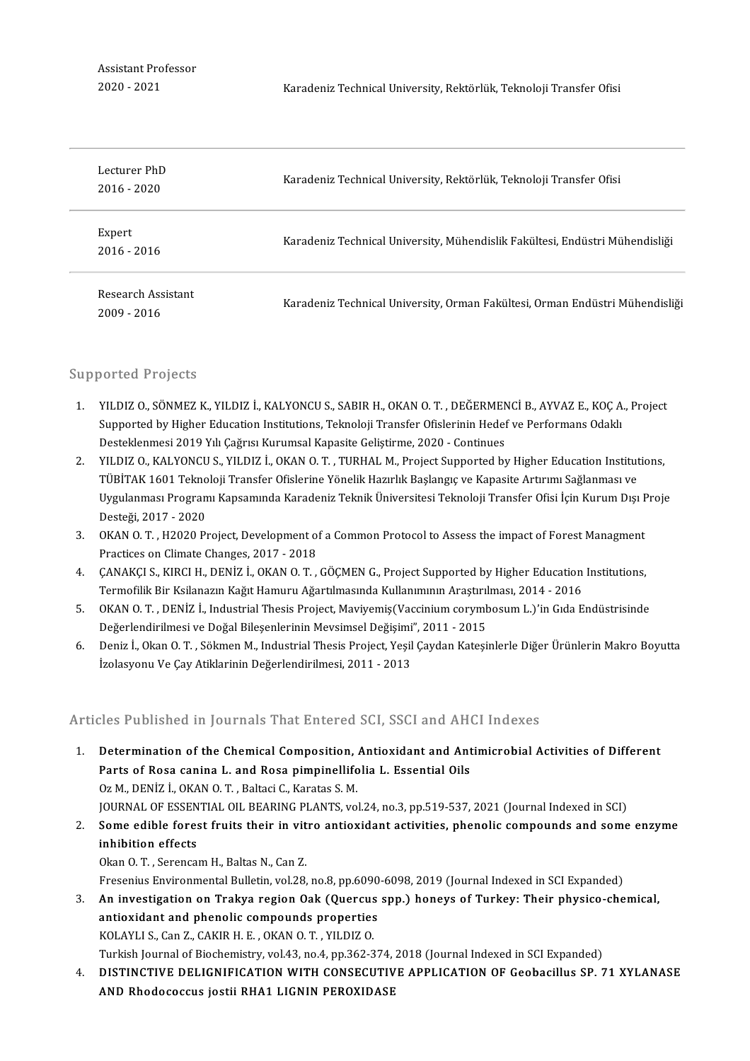| | |
|---|---|
| Assistant Professor 2020 - 2021 | Karadeniz Technical University, Rektörlük, Teknoloji Transfer Ofisi |
| Lecturer PhD 2016 - 2020 | Karadeniz Technical University, Rektörlük, Teknoloji Transfer Ofisi |
| Expert 2016 - 2016 | Karadeniz Technical University, Mühendislik Fakültesi, Endüstri Mühendisliği |
| Research Assistant 2009 - 2016 | Karadeniz Technical University, Orman Fakültesi, Orman Endüstri Mühendisliği |

## Supported Projects

1. YILDIZ O., SÖNMEZ K., YILDIZ İ., KALYONCU S., SABIR H., OKAN O. T. , DEĞERMENCİ B., AYVAZ E., KOÇ A., Project Supported by Higher Education Institutions, Teknoloji Transfer Ofislerinin Hedef ve Performans Odaklı Desteklenmesi 2019 Yılı Çağrısı Kurumsal Kapasite Geliştirme, 2020 - Continues
2. YILDIZ O., KALYONCU S., YILDIZ İ., OKAN O. T. , TURHAL M., Project Supported by Higher Education Institutions, TÜBİTAK 1601 Teknoloji Transfer Ofislerine Yönelik Hazırlık Başlangıç ve Kapasite Artırımı Sağlanması ve Uygulanması Programı Kapsamında Karadeniz Teknik Üniversitesi Teknoloji Transfer Ofisi İçin Kurum Dışı Proje Desteği, 2017 - 2020
3. OKAN O. T. , H2020 Project, Development of a Common Protocol to Assess the impact of Forest Managment Practices on Climate Changes, 2017 - 2018
4. ÇANAKÇI S., KIRCI H., DENİZ İ., OKAN O. T. , GÖÇMEN G., Project Supported by Higher Education Institutions, Termofilik Bir Ksilanazın Kağıt Hamuru Ağartılmasında Kullanımının Araştırılması, 2014 - 2016
5. OKAN O. T. , DENİZ İ., Industrial Thesis Project, Maviyemiş(Vaccinium corymbosum L.)'in Gıda Endüstrisinde Değerlendirilmesi ve Doğal Bileşenlerinin Mevsimsel Değişimi", 2011 - 2015
6. Deniz İ., Okan O. T. , Sökmen M., Industrial Thesis Project, Yeşil Çaydan Kateşinlerle Diğer Ürünlerin Makro Boyutta İzolasyonu Ve Çay Atiklarinin Değerlendirilmesi, 2011 - 2013

## Articles Published in Journals That Entered SCI, SSCI and AHCI Indexes

1. **Determination of the Chemical Composition, Antioxidant and Antimicrobial Activities of Different Parts of Rosa canina L. and Rosa pimpinellifolia L. Essential Oils**
   Oz M., DENİZ İ., OKAN O. T. , Baltaci C., Karatas S. M.
   JOURNAL OF ESSENTIAL OIL BEARING PLANTS, vol.24, no.3, pp.519-537, 2021 (Journal Indexed in SCI)
2. **Some edible forest fruits their in vitro antioxidant activities, phenolic compounds and some enzyme inhibition effects**
   Okan O. T. , Serencam H., Baltas N., Can Z.
   Fresenius Environmental Bulletin, vol.28, no.8, pp.6090-6098, 2019 (Journal Indexed in SCI Expanded)
3. **An investigation on Trakya region Oak (Quercus spp.) honeys of Turkey: Their physico-chemical, antioxidant and phenolic compounds properties**
   KOLAYLI S., Can Z., CAKIR H. E. , OKAN O. T. , YILDIZ O.
   Turkish Journal of Biochemistry, vol.43, no.4, pp.362-374, 2018 (Journal Indexed in SCI Expanded)
4. **DISTINCTIVE DELIGNIFICATION WITH CONSECUTIVE APPLICATION OF Geobacillus SP. 71 XYLANASE AND Rhodococcus jostii RHA1 LIGNIN PEROXIDASE**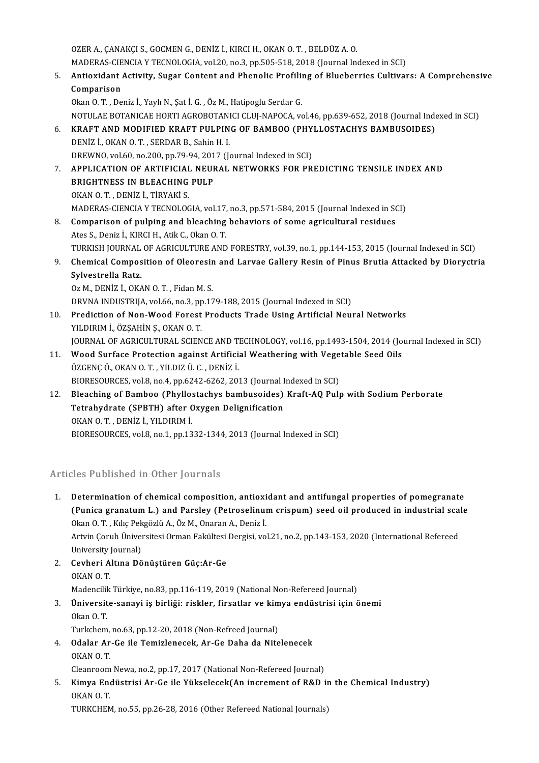OZER A., ÇANAKÇI S., GOCMEN G., DENİZ İ., KIRCI H., OKAN O. T. , BELDÜZ A. O.
MADERAS-CIENCIA Y TECNOLOGIA, vol.20, no.3, pp.505-518, 2018 (Journal Indexed in SCI)

5. **Antioxidant Activity, Sugar Content and Phenolic Profiling of Blueberries Cultivars: A Comprehensive Comparison**
   Okan O. T. , Deniz İ., Yaylı N., Şat İ. G. , Öz M., Hatipoglu Serdar G.
   NOTULAE BOTANICAE HORTI AGROBOTANICI CLUJ-NAPOCA, vol.46, pp.639-652, 2018 (Journal Indexed in SCI)
6. **KRAFT AND MODIFIED KRAFT PULPING OF BAMBOO (PHYLLOSTACHYS BAMBUSOIDES)**
   DENİZ İ., OKAN O. T. , SERDAR B., Sahin H. I.
   DREWNO, vol.60, no.200, pp.79-94, 2017 (Journal Indexed in SCI)
7. **APPLICATION OF ARTIFICIAL NEURAL NETWORKS FOR PREDICTING TENSILE INDEX AND BRIGHTNESS IN BLEACHING PULP**
   OKAN O. T. , DENİZ İ., TİRYAKİ S.
   MADERAS-CIENCIA Y TECNOLOGIA, vol.17, no.3, pp.571-584, 2015 (Journal Indexed in SCI)
8. **Comparison of pulping and bleaching behaviors of some agricultural residues**
   Ates S., Deniz İ., KIRCI H., Atik C., Okan O. T.
   TURKISH JOURNAL OF AGRICULTURE AND FORESTRY, vol.39, no.1, pp.144-153, 2015 (Journal Indexed in SCI)
9. **Chemical Composition of Oleoresin and Larvae Gallery Resin of Pinus Brutia Attacked by Dioryctria Sylvestrella Ratz.**
   Oz M., DENİZ İ., OKAN O. T. , Fidan M. S.
   DRVNA INDUSTRIJA, vol.66, no.3, pp.179-188, 2015 (Journal Indexed in SCI)
10. **Prediction of Non-Wood Forest Products Trade Using Artificial Neural Networks**
    YILDIRIM İ., ÖZŞAHİN Ş., OKAN O. T.
    JOURNAL OF AGRICULTURAL SCIENCE AND TECHNOLOGY, vol.16, pp.1493-1504, 2014 (Journal Indexed in SCI)
11. **Wood Surface Protection against Artificial Weathering with Vegetable Seed Oils**
    ÖZGENÇ Ö., OKAN O. T. , YILDIZ Ü. C. , DENİZ İ.
    BIORESOURCES, vol.8, no.4, pp.6242-6262, 2013 (Journal Indexed in SCI)
12. **Bleaching of Bamboo (Phyllostachys bambusoides) Kraft-AQ Pulp with Sodium Perborate Tetrahydrate (SPBTH) after Oxygen Delignification**
    OKAN O. T. , DENİZ İ., YILDIRIM İ.
    BIORESOURCES, vol.8, no.1, pp.1332-1344, 2013 (Journal Indexed in SCI)

## Articles Published in Other Journals

1. **Determination of chemical composition, antioxidant and antifungal properties of pomegranate (Punica granatum L.) and Parsley (Petroselinum crispum) seed oil produced in industrial scale**
   Okan O. T. , Kılıç Pekgözlü A., Öz M., Onaran A., Deniz İ.
   Artvin Çoruh Üniversitesi Orman Fakültesi Dergisi, vol.21, no.2, pp.143-153, 2020 (International Refereed University Journal)
2. **Cevheri Altına Dönüştüren Güç:Ar-Ge**
   OKAN O. T.
   Madencilik Türkiye, no.83, pp.116-119, 2019 (National Non-Refereed Journal)
3. **Üniversite-sanayi iş birliği: riskler, firsatlar ve kimya endüstrisi için önemi**
   Okan O. T.
   Turkchem, no.63, pp.12-20, 2018 (Non-Refreed Journal)
4. **Odalar Ar-Ge ile Temizlenecek, Ar-Ge Daha da Nitelenecek**
   OKAN O. T.
   Cleanroom Newa, no.2, pp.17, 2017 (National Non-Refereed Journal)
5. **Kimya Endüstrisi Ar-Ge ile Yükselecek(An increment of R&D in the Chemical Industry)**
   OKAN O. T.
   TURKCHEM, no.55, pp.26-28, 2016 (Other Refereed National Journals)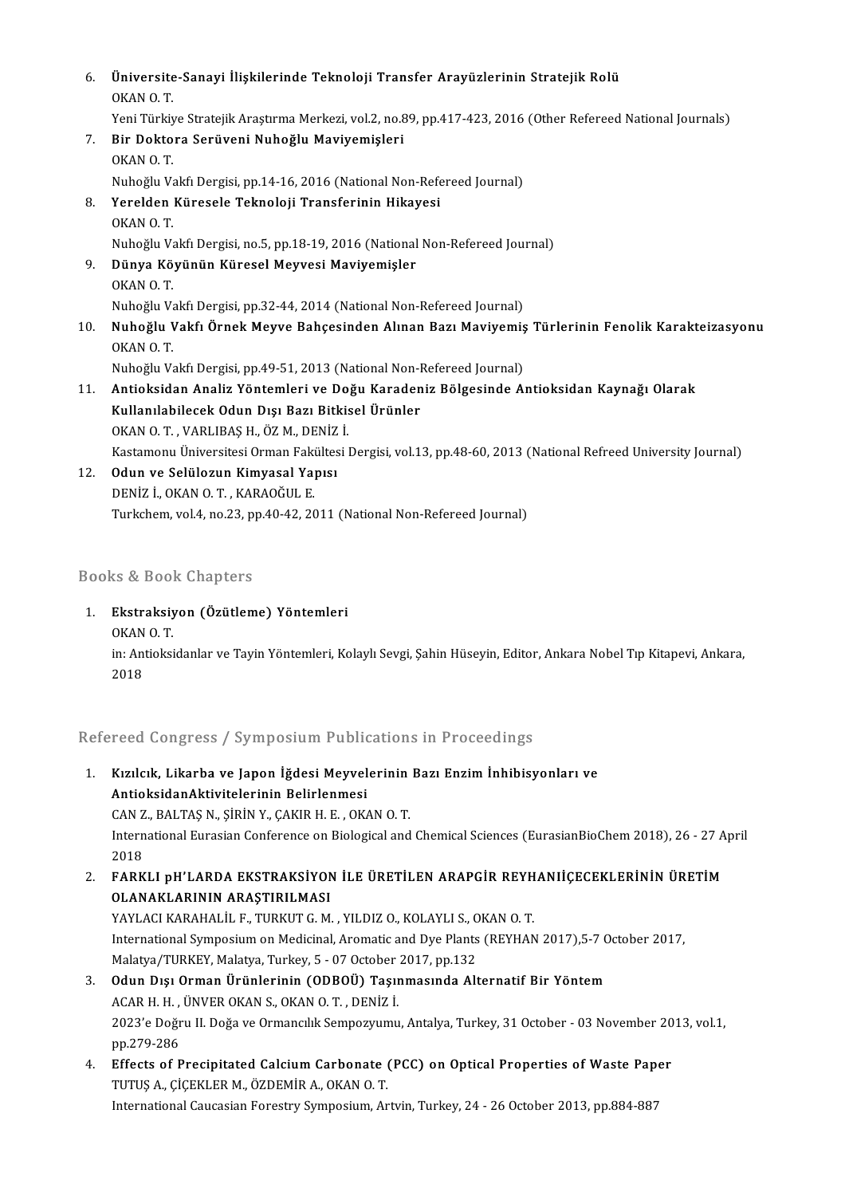6. **Üniversite-Sanayi İlişkilerinde Teknoloji Transfer Arayüzlerinin Stratejik Rolü**
   OKAN O. T.
   Yeni Türkiye Stratejik Araştırma Merkezi, vol.2, no.89, pp.417-423, 2016 (Other Refereed National Journals)
7. **Bir Doktora Serüveni Nuhoğlu Maviyemişleri**
   OKAN O. T.
   Nuhoğlu Vakfı Dergisi, pp.14-16, 2016 (National Non-Refereed Journal)
8. **Yerelden Küresele Teknoloji Transferinin Hikayesi**
   OKAN O. T.
   Nuhoğlu Vakfı Dergisi, no.5, pp.18-19, 2016 (National Non-Refereed Journal)
9. **Dünya Köyünün Küresel Meyvesi Maviyemişler**
   OKAN O. T.
   Nuhoğlu Vakfı Dergisi, pp.32-44, 2014 (National Non-Refereed Journal)
10. **Nuhoğlu Vakfı Örnek Meyve Bahçesinden Alınan Bazı Maviyemiş Türlerinin Fenolik Karakteizasyonu**
    OKAN O. T.
    Nuhoğlu Vakfı Dergisi, pp.49-51, 2013 (National Non-Refereed Journal)
11. **Antioksidan Analiz Yöntemleri ve Doğu Karadeniz Bölgesinde Antioksidan Kaynağı Olarak Kullanılabilecek Odun Dışı Bazı Bitkisel Ürünler**
    OKAN O. T. , VARLIBAŞ H., ÖZ M., DENİZ İ.
    Kastamonu Üniversitesi Orman Fakültesi Dergisi, vol.13, pp.48-60, 2013 (National Refreed University Journal)
12. **Odun ve Selülozun Kimyasal Yapısı**
    DENİZ İ., OKAN O. T. , KARAOĞUL E.
    Turkchem, vol.4, no.23, pp.40-42, 2011 (National Non-Refereed Journal)

## Books & Book Chapters

1. **Ekstraksiyon (Özütleme) Yöntemleri**
   OKAN O. T.
   in: Antioksidanlar ve Tayin Yöntemleri, Kolaylı Sevgi, Şahin Hüseyin, Editor, Ankara Nobel Tıp Kitapevi, Ankara, 2018

## Refereed Congress / Symposium Publications in Proceedings

1. **Kızılcık, Likarba ve Japon İğdesi Meyvelerinin Bazı Enzim İnhibisyonları ve AntioksidanAktivitelerinin Belirlenmesi**
   CAN Z., BALTAŞ N., ŞİRİN Y., ÇAKIR H. E. , OKAN O. T.
   International Eurasian Conference on Biological and Chemical Sciences (EurasianBioChem 2018), 26 - 27 April 2018
2. **FARKLI pH'LARDA EKSTRAKSİYON İLE ÜRETİLEN ARAPGİR REYHANIİÇECEKLERİNİN ÜRETİM OLANAKLARININ ARAŞTIRILMASI**
   YAYLACI KARAHALİL F., TURKUT G. M. , YILDIZ O., KOLAYLI S., OKAN O. T.
   International Symposium on Medicinal, Aromatic and Dye Plants (REYHAN 2017),5-7 October 2017, Malatya/TURKEY, Malatya, Turkey, 5 - 07 October 2017, pp.132
3. **Odun Dışı Orman Ürünlerinin (ODBOÜ) Taşınmasında Alternatif Bir Yöntem**
   ACAR H. H. , ÜNVER OKAN S., OKAN O. T. , DENİZ İ.
   2023'e Doğru II. Doğa ve Ormancılık Sempozyumu, Antalya, Turkey, 31 October - 03 November 2013, vol.1, pp.279-286
4. **Effects of Precipitated Calcium Carbonate (PCC) on Optical Properties of Waste Paper**
   TUTUŞ A., ÇİÇEKLER M., ÖZDEMİR A., OKAN O. T.
   International Caucasian Forestry Symposium, Artvin, Turkey, 24 - 26 October 2013, pp.884-887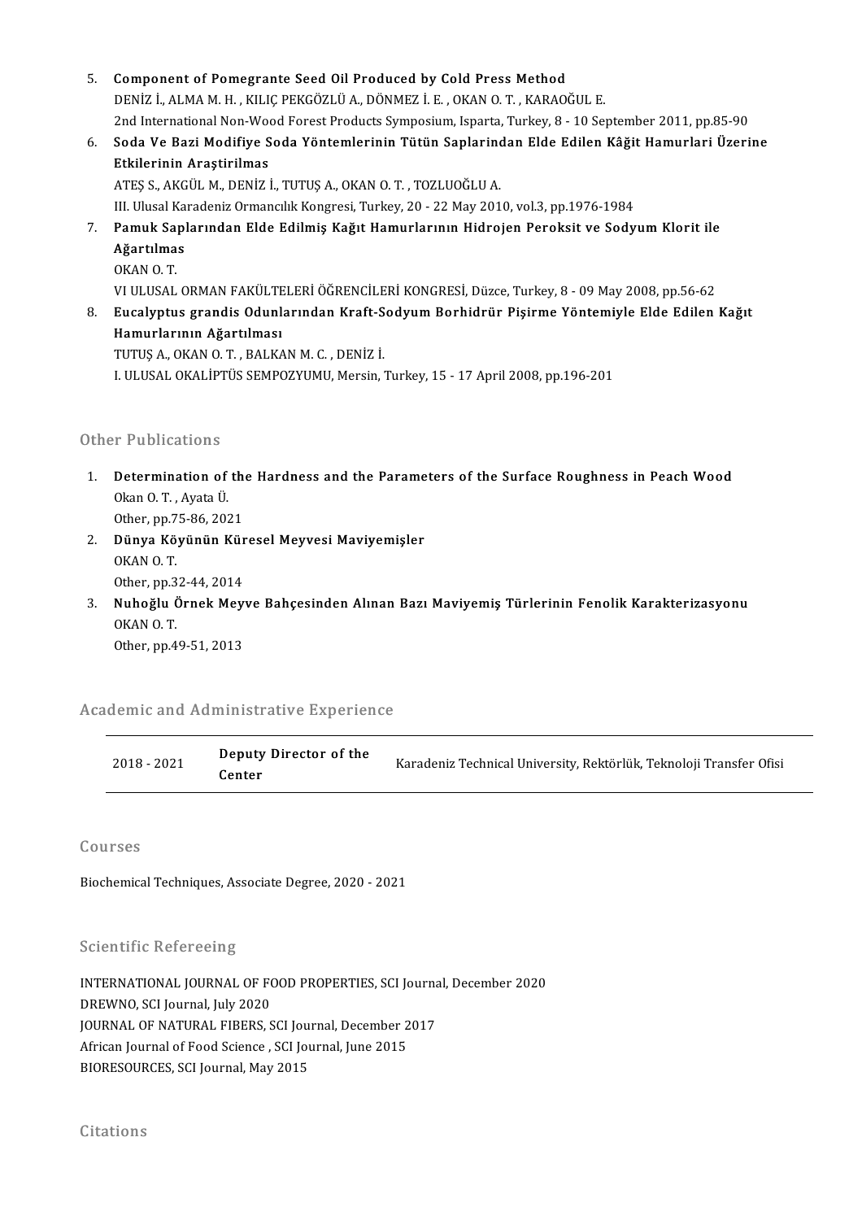5. **Component of Pomegrante Seed Oil Produced by Cold Press Method**
   DENİZ İ., ALMA M. H. , KILIÇ PEKGÖZLÜ A., DÖNMEZ İ. E. , OKAN O. T. , KARAOĞUL E.
   2nd International Non-Wood Forest Products Symposium, Isparta, Turkey, 8 - 10 September 2011, pp.85-90
6. **Soda Ve Bazi Modifiye Soda Yöntemlerinin Tütün Saplarindan Elde Edilen Kâğit Hamurlari Üzerine Etkilerinin Araştirilmas**
   ATEŞ S., AKGÜL M., DENİZ İ., TUTUŞ A., OKAN O. T. , TOZLUOĞLU A.
   III. Ulusal Karadeniz Ormancılık Kongresi, Turkey, 20 - 22 May 2010, vol.3, pp.1976-1984
7. **Pamuk Saplarından Elde Edilmiş Kağıt Hamurlarının Hidrojen Peroksit ve Sodyum Klorit ile Ağartılmas**
   OKAN O. T.
   VI ULUSAL ORMAN FAKÜLTELERİ ÖĞRENCİLERİ KONGRESİ, Düzce, Turkey, 8 - 09 May 2008, pp.56-62
8. **Eucalyptus grandis Odunlarından Kraft-Sodyum Borhidrür Pişirme Yöntemiyle Elde Edilen Kağıt Hamurlarının Ağartılması**
   TUTUŞ A., OKAN O. T. , BALKAN M. C. , DENİZ İ.
   I. ULUSAL OKALİPTÜS SEMPOZYUMU, Mersin, Turkey, 15 - 17 April 2008, pp.196-201

## Other Publications

1. **Determination of the Hardness and the Parameters of the Surface Roughness in Peach Wood**
   Okan O. T. , Ayata Ü.
   Other, pp.75-86, 2021
2. **Dünya Köyünün Küresel Meyvesi Maviyemişler**
   OKAN O. T.
   Other, pp.32-44, 2014
3. **Nuhoğlu Örnek Meyve Bahçesinden Alınan Bazı Maviyemiş Türlerinin Fenolik Karakterizasyonu**
   OKAN O. T.
   Other, pp.49-51, 2013

## Academic and Administrative Experience

| | | |
|---|---|---|
| 2018 - 2021 | **Deputy Director of the Center** | Karadeniz Technical University, Rektörlük, Teknoloji Transfer Ofisi |

## Courses

Biochemical Techniques, Associate Degree, 2020 - 2021

## Scientific Refereeing

INTERNATIONAL JOURNAL OF FOOD PROPERTIES, SCI Journal, December 2020
DREWNO, SCI Journal, July 2020
JOURNAL OF NATURAL FIBERS, SCI Journal, December 2017
African Journal of Food Science , SCI Journal, June 2015
BIORESOURCES, SCI Journal, May 2015

## Citations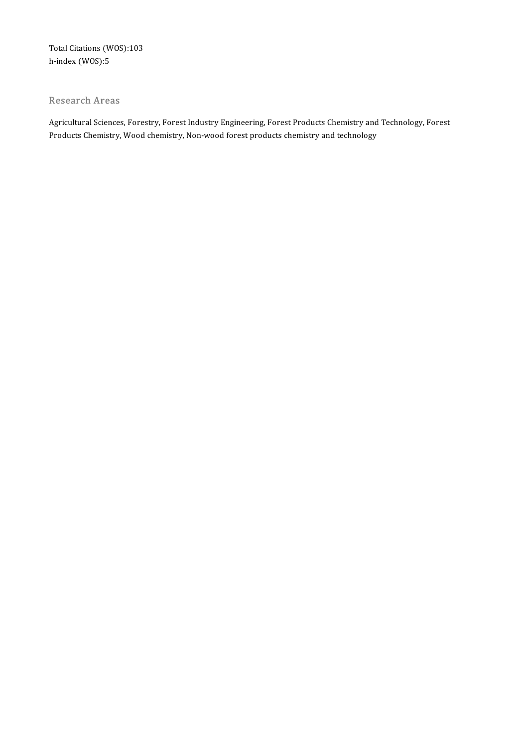Total Citations (WOS):103
h-index (WOS):5

## Research Areas

Agricultural Sciences, Forestry, Forest Industry Engineering, Forest Products Chemistry and Technology, Forest Products Chemistry, Wood chemistry, Non-wood forest products chemistry and technology